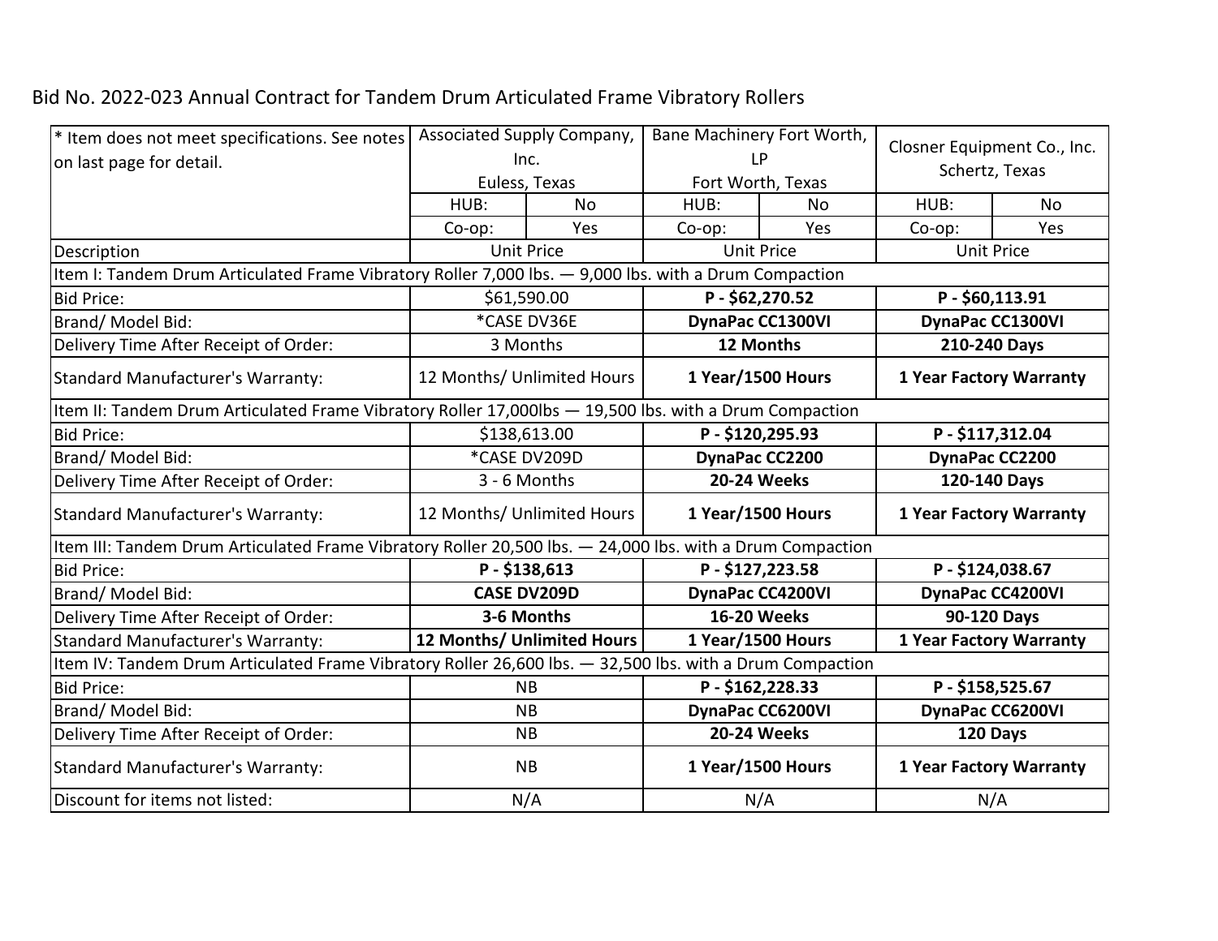Bid No. 2022-023 Annual Contract for Tandem Drum Articulated Frame Vibratory Rollers

| * Item does not meet specifications. See notes on last page for detail. | Associated Supply Company, Inc. Euless, Texas | | Bane Machinery Fort Worth, LP Fort Worth, Texas | | Closner Equipment Co., Inc. Schertz, Texas | |
|---|---|---|---|---|---|---|
| | HUB: | No | HUB: | No | HUB: | No |
| | Co-op: | Yes | Co-op: | Yes | Co-op: | Yes |
| Description | Unit Price | | Unit Price | | Unit Price | |
| Item I: Tandem Drum Articulated Frame Vibratory Roller 7,000 lbs. — 9,000 lbs. with a Drum Compaction | | | | | | |
| Bid Price: | $61,590.00 | | **P - $62,270.52** | | **P - $60,113.91** | |
| Brand/ Model Bid: | *CASE DV36E | | **DynaPac CC1300VI** | | **DynaPac CC1300VI** | |
| Delivery Time After Receipt of Order: | 3 Months | | **12 Months** | | **210-240 Days** | |
| Standard Manufacturer's Warranty: | 12 Months/ Unlimited Hours | | **1 Year/1500 Hours** | | **1 Year Factory Warranty** | |
| Item II: Tandem Drum Articulated Frame Vibratory Roller 17,000lbs — 19,500 lbs. with a Drum Compaction | | | | | | |
| Bid Price: | $138,613.00 | | **P - $120,295.93** | | **P - $117,312.04** | |
| Brand/ Model Bid: | *CASE DV209D | | **DynaPac CC2200** | | **DynaPac CC2200** | |
| Delivery Time After Receipt of Order: | 3 - 6 Months | | **20-24 Weeks** | | **120-140 Days** | |
| Standard Manufacturer's Warranty: | 12 Months/ Unlimited Hours | | **1 Year/1500 Hours** | | **1 Year Factory Warranty** | |
| Item III: Tandem Drum Articulated Frame Vibratory Roller 20,500 lbs. — 24,000 lbs. with a Drum Compaction | | | | | | |
| Bid Price: | **P - $138,613** | | P - $127,223.58 | | P - $124,038.67 | |
| Brand/ Model Bid: | **CASE DV209D** | | DynaPac CC4200VI | | DynaPac CC4200VI | |
| Delivery Time After Receipt of Order: | **3-6 Months** | | 16-20 Weeks | | 90-120 Days | |
| Standard Manufacturer's Warranty: | **12 Months/ Unlimited Hours** | | 1 Year/1500 Hours | | 1 Year Factory Warranty | |
| Item IV: Tandem Drum Articulated Frame Vibratory Roller 26,600 lbs. — 32,500 lbs. with a Drum Compaction | | | | | | |
| Bid Price: | NB | | **P - $162,228.33** | | **P - $158,525.67** | |
| Brand/ Model Bid: | NB | | **DynaPac CC6200VI** | | **DynaPac CC6200VI** | |
| Delivery Time After Receipt of Order: | NB | | **20-24 Weeks** | | **120 Days** | |
| Standard Manufacturer's Warranty: | NB | | **1 Year/1500 Hours** | | **1 Year Factory Warranty** | |
| Discount for items not listed: | N/A | | N/A | | N/A | |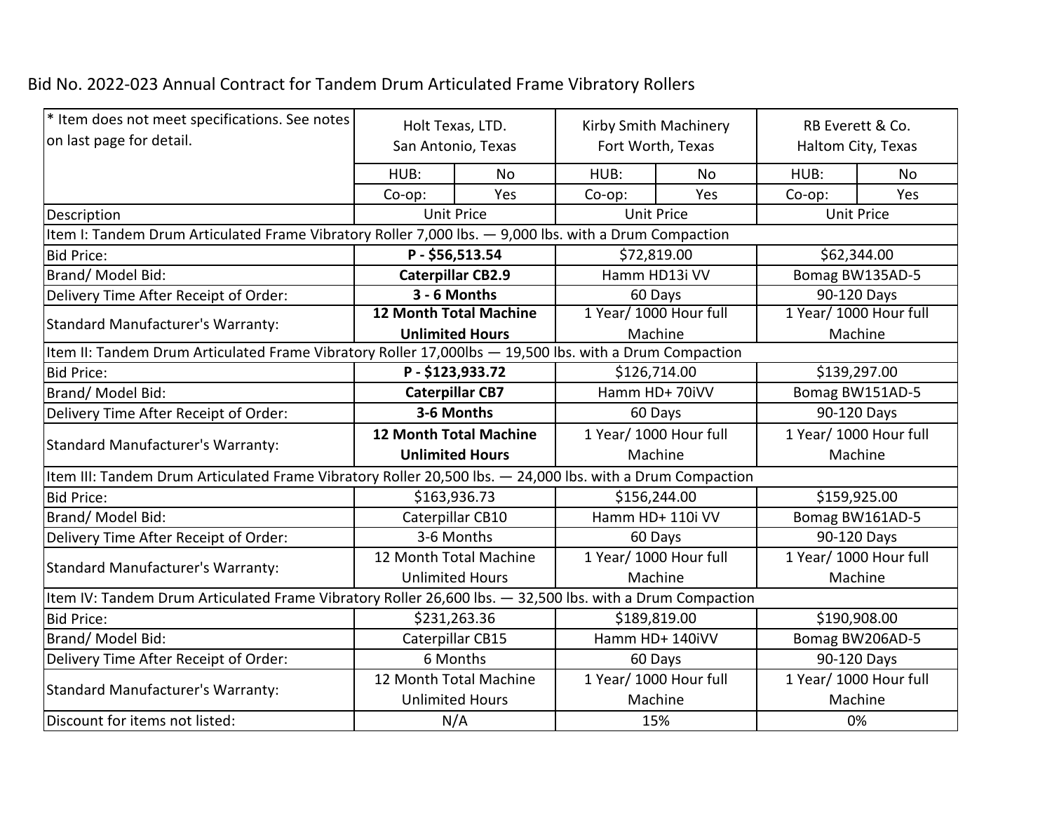Bid No. 2022-023 Annual Contract for Tandem Drum Articulated Frame Vibratory Rollers

| * Item does not meet specifications. See notes on last page for detail. | Holt Texas, LTD. San Antonio, Texas | | Kirby Smith Machinery Fort Worth, Texas | | RB Everett & Co. Haltom City, Texas | |
|---|---|---|---|---|---|---|
| | HUB: | No | HUB: | No | HUB: | No |
| | Co-op: | Yes | Co-op: | Yes | Co-op: | Yes |
| Description | Unit Price | | Unit Price | | Unit Price | |
| Item I: Tandem Drum Articulated Frame Vibratory Roller 7,000 lbs. — 9,000 lbs. with a Drum Compaction | | | | | | |
| Bid Price: | **P - $56,513.54** | | $72,819.00 | | $62,344.00 | |
| Brand/ Model Bid: | **Caterpillar CB2.9** | | Hamm HD13i VV | | Bomag BW135AD-5 | |
| Delivery Time After Receipt of Order: | **3 - 6 Months** | | 60 Days | | 90-120 Days | |
| Standard Manufacturer's Warranty: | **12 Month Total Machine Unlimited Hours** | | 1 Year/ 1000 Hour full Machine | | 1 Year/ 1000 Hour full Machine | |
| Item II: Tandem Drum Articulated Frame Vibratory Roller 17,000lbs — 19,500 lbs. with a Drum Compaction | | | | | | |
| Bid Price: | **P - $123,933.72** | | $126,714.00 | | $139,297.00 | |
| Brand/ Model Bid: | **Caterpillar CB7** | | Hamm HD+ 70iVV | | Bomag BW151AD-5 | |
| Delivery Time After Receipt of Order: | **3-6 Months** | | 60 Days | | 90-120 Days | |
| Standard Manufacturer's Warranty: | **12 Month Total Machine Unlimited Hours** | | 1 Year/ 1000 Hour full Machine | | 1 Year/ 1000 Hour full Machine | |
| Item III: Tandem Drum Articulated Frame Vibratory Roller 20,500 lbs. — 24,000 lbs. with a Drum Compaction | | | | | | |
| Bid Price: | $163,936.73 | | $156,244.00 | | $159,925.00 | |
| Brand/ Model Bid: | Caterpillar CB10 | | Hamm HD+ 110i VV | | Bomag BW161AD-5 | |
| Delivery Time After Receipt of Order: | 3-6 Months | | 60 Days | | 90-120 Days | |
| Standard Manufacturer's Warranty: | 12 Month Total Machine Unlimited Hours | | 1 Year/ 1000 Hour full Machine | | 1 Year/ 1000 Hour full Machine | |
| Item IV: Tandem Drum Articulated Frame Vibratory Roller 26,600 lbs. — 32,500 lbs. with a Drum Compaction | | | | | | |
| Bid Price: | $231,263.36 | | $189,819.00 | | $190,908.00 | |
| Brand/ Model Bid: | Caterpillar CB15 | | Hamm HD+ 140iVV | | Bomag BW206AD-5 | |
| Delivery Time After Receipt of Order: | 6 Months | | 60 Days | | 90-120 Days | |
| Standard Manufacturer's Warranty: | 12 Month Total Machine Unlimited Hours | | 1 Year/ 1000 Hour full Machine | | 1 Year/ 1000 Hour full Machine | |
| Discount for items not listed: | N/A | | 15% | | 0% | |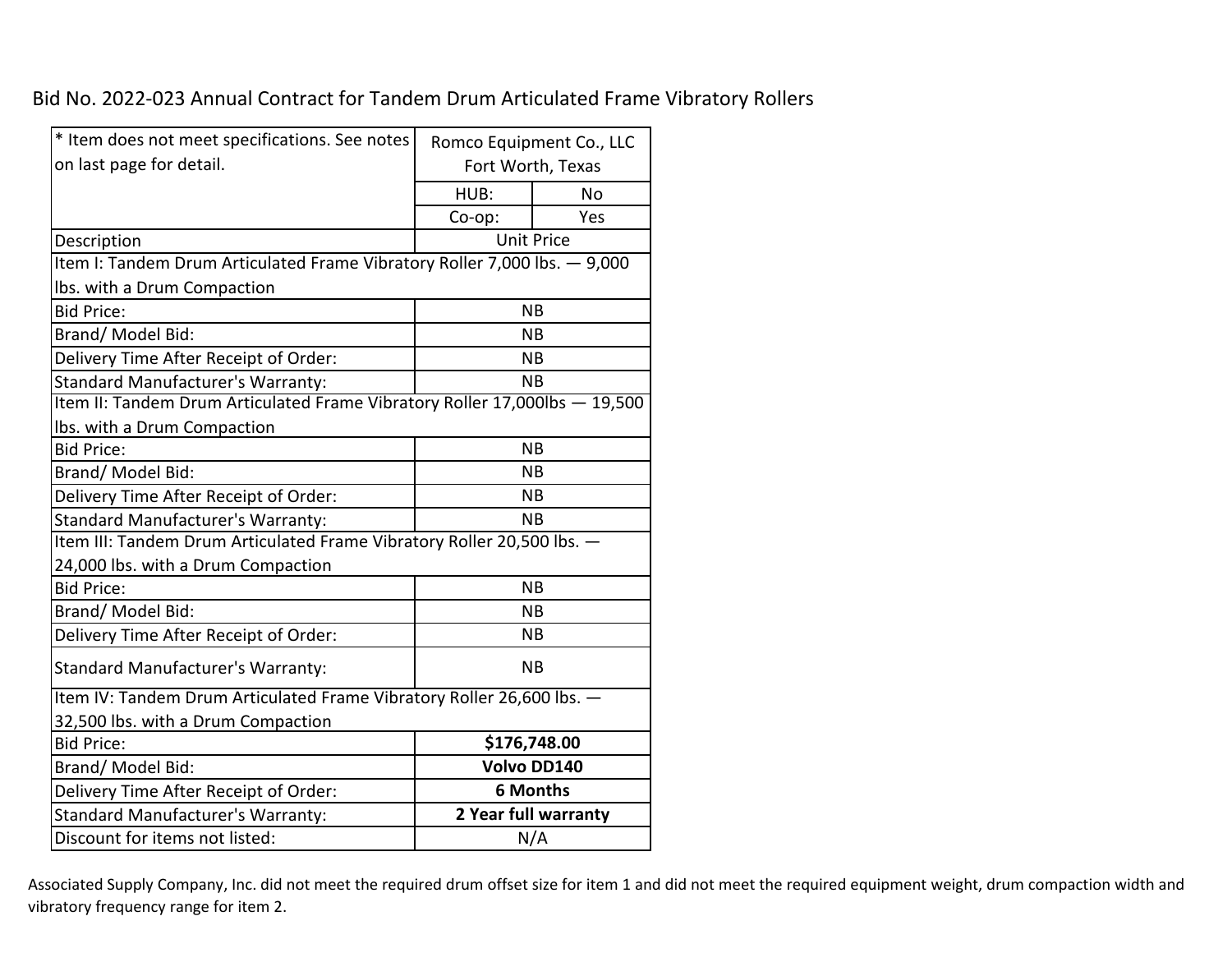Bid No. 2022-023 Annual Contract for Tandem Drum Articulated Frame Vibratory Rollers

| * Item does not meet specifications. See notes on last page for detail. | Romco Equipment Co., LLC Fort Worth, Texas | |
|---|---|---|
| | HUB: | No |
| | Co-op: | Yes |
| Description | Unit Price | |
| Item I: Tandem Drum Articulated Frame Vibratory Roller 7,000 lbs. — 9,000 lbs. with a Drum Compaction | | |
| Bid Price: | NB | |
| Brand/ Model Bid: | NB | |
| Delivery Time After Receipt of Order: | NB | |
| Standard Manufacturer's Warranty: | NB | |
| Item II: Tandem Drum Articulated Frame Vibratory Roller 17,000lbs — 19,500 lbs. with a Drum Compaction | | |
| Bid Price: | NB | |
| Brand/ Model Bid: | NB | |
| Delivery Time After Receipt of Order: | NB | |
| Standard Manufacturer's Warranty: | NB | |
| Item III: Tandem Drum Articulated Frame Vibratory Roller 20,500 lbs. — 24,000 lbs. with a Drum Compaction | | |
| Bid Price: | NB | |
| Brand/ Model Bid: | NB | |
| Delivery Time After Receipt of Order: | NB | |
| Standard Manufacturer's Warranty: | NB | |
| Item IV: Tandem Drum Articulated Frame Vibratory Roller 26,600 lbs. — 32,500 lbs. with a Drum Compaction | | |
| Bid Price: | **$176,748.00** | |
| Brand/ Model Bid: | **Volvo DD140** | |
| Delivery Time After Receipt of Order: | **6 Months** | |
| Standard Manufacturer's Warranty: | **2 Year full warranty** | |
| Discount for items not listed: | N/A | |

Associated Supply Company, Inc. did not meet the required drum offset size for item 1 and did not meet the required equipment weight, drum compaction width and vibratory frequency range for item 2.